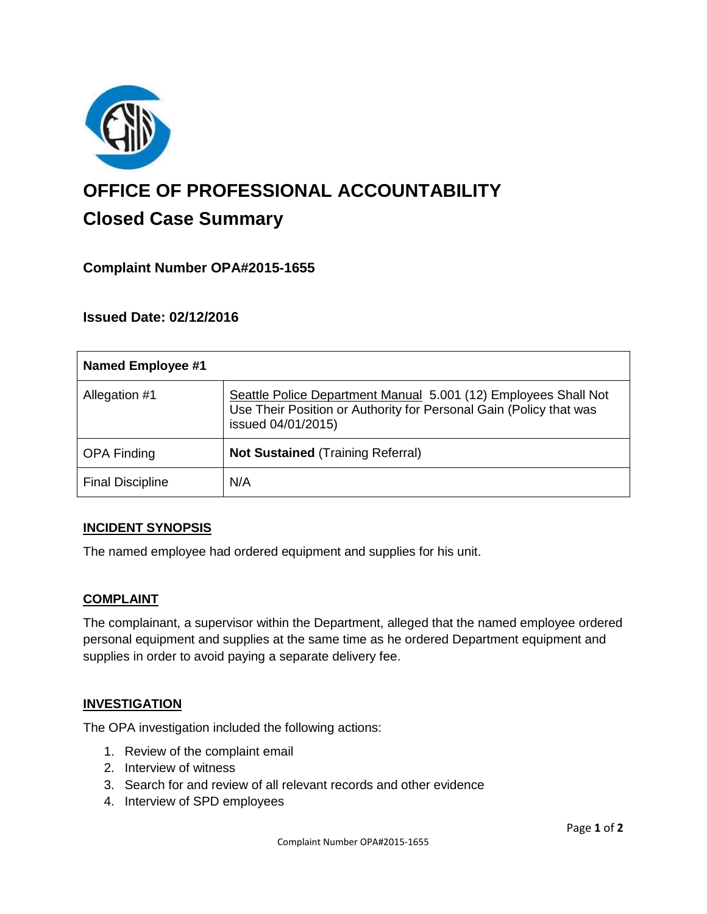# OFFICE OF PROFESSIONAL ACCOUNTABILITY

## Closed Case Summary

### Complaint Number OPA#2015-1655

### Issued Date: 02/12/2016

| **Named Employee #1** | |
|---|---|
| Allegation #1 | Seattle Police Department Manual 5.001 (12) Employees Shall Not Use Their Position or Authority for Personal Gain (Policy that was issued 04/01/2015) |
| OPA Finding | **Not Sustained** (Training Referral) |
| Final Discipline | N/A |

**INCIDENT SYNOPSIS**

The named employee had ordered equipment and supplies for his unit.

**COMPLAINT**

The complainant, a supervisor within the Department, alleged that the named employee ordered personal equipment and supplies at the same time as he ordered Department equipment and supplies in order to avoid paying a separate delivery fee.

**INVESTIGATION**

The OPA investigation included the following actions:

1. Review of the complaint email
2. Interview of witness
3. Search for and review of all relevant records and other evidence
4. Interview of SPD employees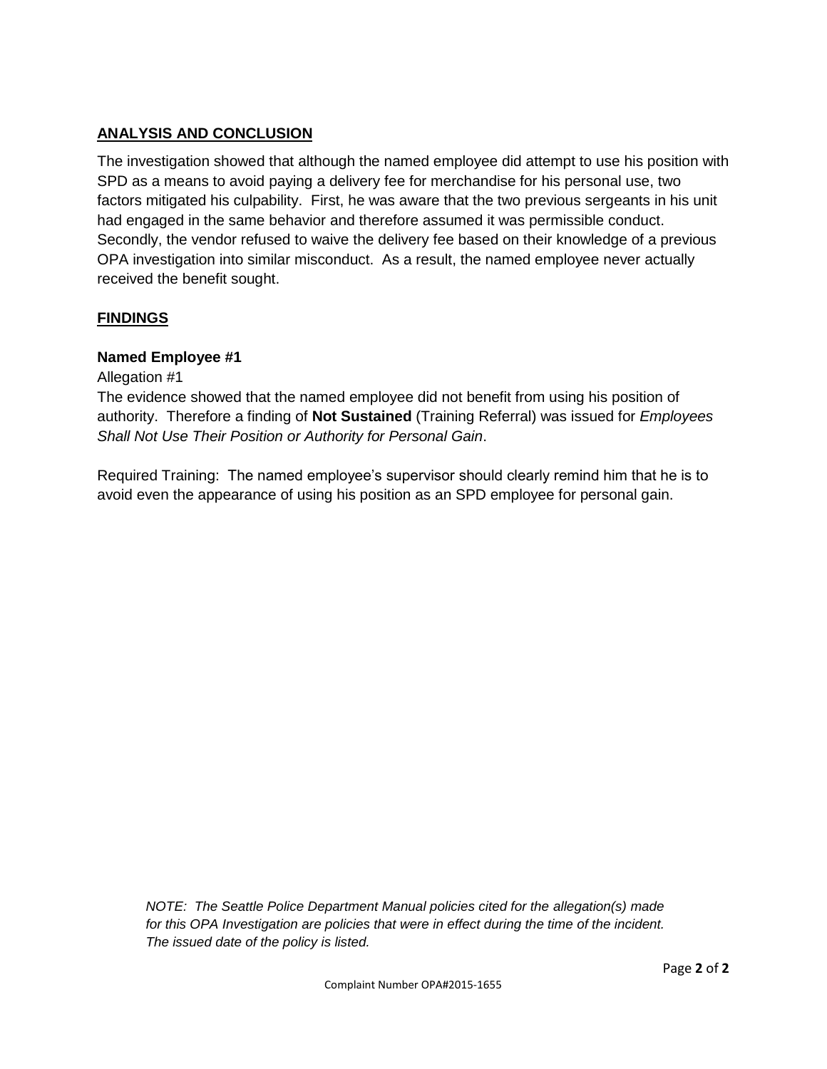## ANALYSIS AND CONCLUSION

The investigation showed that although the named employee did attempt to use his position with SPD as a means to avoid paying a delivery fee for merchandise for his personal use, two factors mitigated his culpability. First, he was aware that the two previous sergeants in his unit had engaged in the same behavior and therefore assumed it was permissible conduct. Secondly, the vendor refused to waive the delivery fee based on their knowledge of a previous OPA investigation into similar misconduct. As a result, the named employee never actually received the benefit sought.

## FINDINGS

### Named Employee #1

Allegation #1

The evidence showed that the named employee did not benefit from using his position of authority. Therefore a finding of **Not Sustained** (Training Referral) was issued for *Employees Shall Not Use Their Position or Authority for Personal Gain*.

Required Training: The named employee's supervisor should clearly remind him that he is to avoid even the appearance of using his position as an SPD employee for personal gain.

*NOTE: The Seattle Police Department Manual policies cited for the allegation(s) made for this OPA Investigation are policies that were in effect during the time of the incident. The issued date of the policy is listed.*

Complaint Number OPA#2015-1655